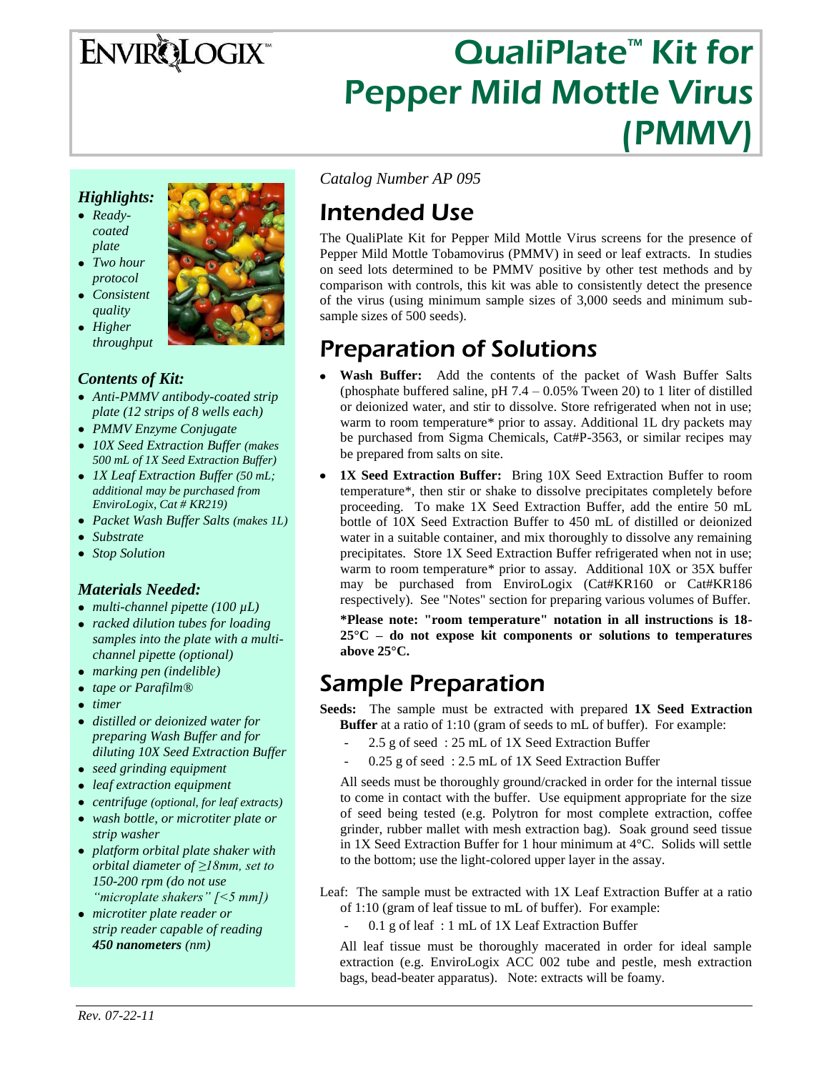# EnviroLogix™

# QualiPlate™ Kit for Pepper Mild Mottle Virus (PMMV)

### *Highlights:*

- *Ready-coated plate*
- *Two hour protocol*
- *Consistent quality*
- *Higher throughput*

### *Contents of Kit:*

- *Anti-PMMV antibody-coated strip plate (12 strips of 8 wells each)*
- *PMMV Enzyme Conjugate*
- *10X Seed Extraction Buffer (makes 500 mL of 1X Seed Extraction Buffer)*
- *1X Leaf Extraction Buffer (50 mL; additional may be purchased from EnviroLogix, Cat # KR219)*
- *Packet Wash Buffer Salts (makes 1L)*
- *Substrate*
- *Stop Solution*

### *Materials Needed:*

- *multi-channel pipette (100 µL)*
- *racked dilution tubes for loading samples into the plate with a multi-channel pipette (optional)*
- *marking pen (indelible)*
- *tape or Parafilm®*
- *timer*
- *distilled or deionized water for preparing Wash Buffer and for diluting 10X Seed Extraction Buffer*
- *seed grinding equipment*
- *leaf extraction equipment*
- *centrifuge (optional, for leaf extracts)*
- *wash bottle, or microtiter plate or strip washer*
- *platform orbital plate shaker with orbital diameter of ≥18mm, set to 150-200 rpm (do not use "microplate shakers" [<5 mm])*
- *microtiter plate reader or strip reader capable of reading* ***450 nanometers*** *(nm)*

*Catalog Number AP 095*

## Intended Use

The QualiPlate Kit for Pepper Mild Mottle Virus screens for the presence of Pepper Mild Mottle Tobamovirus (PMMV) in seed or leaf extracts. In studies on seed lots determined to be PMMV positive by other test methods and by comparison with controls, this kit was able to consistently detect the presence of the virus (using minimum sample sizes of 3,000 seeds and minimum sub-sample sizes of 500 seeds).

## Preparation of Solutions

- **Wash Buffer:** Add the contents of the packet of Wash Buffer Salts (phosphate buffered saline, pH 7.4 – 0.05% Tween 20) to 1 liter of distilled or deionized water, and stir to dissolve. Store refrigerated when not in use; warm to room temperature* prior to assay. Additional 1L dry packets may be purchased from Sigma Chemicals, Cat#P-3563, or similar recipes may be prepared from salts on site.
- **1X Seed Extraction Buffer:** Bring 10X Seed Extraction Buffer to room temperature*, then stir or shake to dissolve precipitates completely before proceeding. To make 1X Seed Extraction Buffer, add the entire 50 mL bottle of 10X Seed Extraction Buffer to 450 mL of distilled or deionized water in a suitable container, and mix thoroughly to dissolve any remaining precipitates. Store 1X Seed Extraction Buffer refrigerated when not in use; warm to room temperature* prior to assay. Additional 10X or 35X buffer may be purchased from EnviroLogix (Cat#KR160 or Cat#KR186 respectively). See "Notes" section for preparing various volumes of Buffer.

  **\*Please note: "room temperature" notation in all instructions is 18-25°C – do not expose kit components or solutions to temperatures above 25°C.**

## Sample Preparation

**Seeds:** The sample must be extracted with prepared **1X Seed Extraction Buffer** at a ratio of 1:10 (gram of seeds to mL of buffer). For example:

- 2.5 g of seed : 25 mL of 1X Seed Extraction Buffer
- 0.25 g of seed : 2.5 mL of 1X Seed Extraction Buffer

All seeds must be thoroughly ground/cracked in order for the internal tissue to come in contact with the buffer. Use equipment appropriate for the size of seed being tested (e.g. Polytron for most complete extraction, coffee grinder, rubber mallet with mesh extraction bag). Soak ground seed tissue in 1X Seed Extraction Buffer for 1 hour minimum at 4°C. Solids will settle to the bottom; use the light-colored upper layer in the assay.

Leaf: The sample must be extracted with 1X Leaf Extraction Buffer at a ratio of 1:10 (gram of leaf tissue to mL of buffer). For example:

- 0.1 g of leaf : 1 mL of 1X Leaf Extraction Buffer

All leaf tissue must be thoroughly macerated in order for ideal sample extraction (e.g. EnviroLogix ACC 002 tube and pestle, mesh extraction bags, bead-beater apparatus). Note: extracts will be foamy.

*Rev. 07-22-11*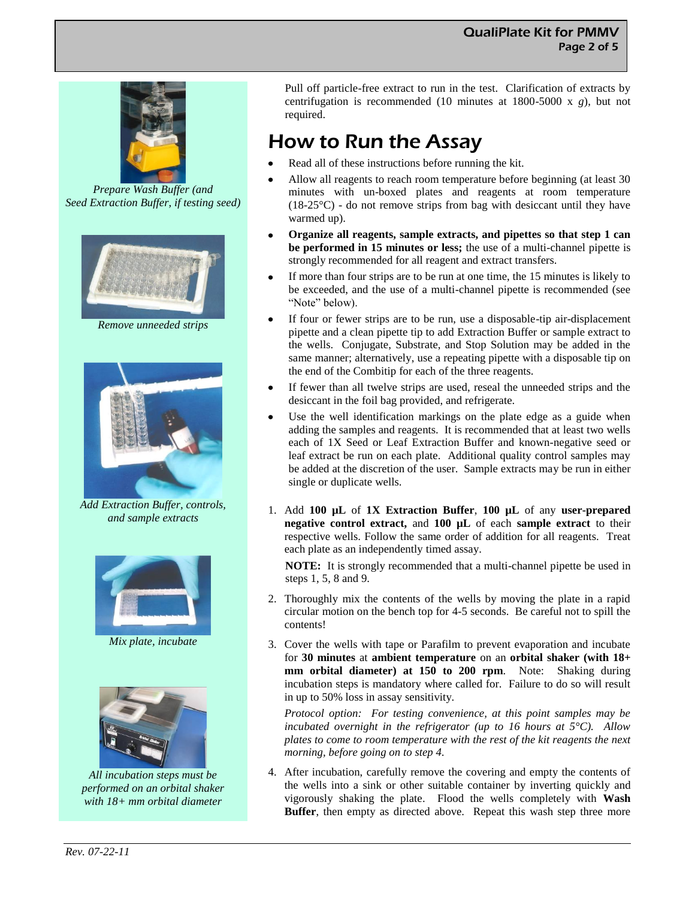*Prepare Wash Buffer (and Seed Extraction Buffer, if testing seed)*

*Remove unneeded strips*

*Add Extraction Buffer, controls, and sample extracts*

*Mix plate, incubate*

*All incubation steps must be performed on an orbital shaker with 18+ mm orbital diameter*

Pull off particle-free extract to run in the test. Clarification of extracts by centrifugation is recommended (10 minutes at 1800-5000 x *g*), but not required.

# How to Run the Assay

- Read all of these instructions before running the kit.
- Allow all reagents to reach room temperature before beginning (at least 30 minutes with un-boxed plates and reagents at room temperature (18-25°C) - do not remove strips from bag with desiccant until they have warmed up).
- **Organize all reagents, sample extracts, and pipettes so that step 1 can be performed in 15 minutes or less;** the use of a multi-channel pipette is strongly recommended for all reagent and extract transfers.
- If more than four strips are to be run at one time, the 15 minutes is likely to be exceeded, and the use of a multi-channel pipette is recommended (see "Note" below).
- If four or fewer strips are to be run, use a disposable-tip air-displacement pipette and a clean pipette tip to add Extraction Buffer or sample extract to the wells. Conjugate, Substrate, and Stop Solution may be added in the same manner; alternatively, use a repeating pipette with a disposable tip on the end of the Combitip for each of the three reagents.
- If fewer than all twelve strips are used, reseal the unneeded strips and the desiccant in the foil bag provided, and refrigerate.
- Use the well identification markings on the plate edge as a guide when adding the samples and reagents. It is recommended that at least two wells each of 1X Seed or Leaf Extraction Buffer and known-negative seed or leaf extract be run on each plate. Additional quality control samples may be added at the discretion of the user. Sample extracts may be run in either single or duplicate wells.

1. Add **100 µL** of **1X Extraction Buffer**, **100 µL** of any **user-prepared negative control extract,** and **100 µL** of each **sample extract** to their respective wells. Follow the same order of addition for all reagents. Treat each plate as an independently timed assay.

   **NOTE:** It is strongly recommended that a multi-channel pipette be used in steps 1, 5, 8 and 9.

2. Thoroughly mix the contents of the wells by moving the plate in a rapid circular motion on the bench top for 4-5 seconds. Be careful not to spill the contents!

3. Cover the wells with tape or Parafilm to prevent evaporation and incubate for **30 minutes** at **ambient temperature** on an **orbital shaker (with 18+ mm orbital diameter) at 150 to 200 rpm**. Note: Shaking during incubation steps is mandatory where called for. Failure to do so will result in up to 50% loss in assay sensitivity.

   *Protocol option: For testing convenience, at this point samples may be incubated overnight in the refrigerator (up to 16 hours at 5°C). Allow plates to come to room temperature with the rest of the kit reagents the next morning, before going on to step 4.*

4. After incubation, carefully remove the covering and empty the contents of the wells into a sink or other suitable container by inverting quickly and vigorously shaking the plate. Flood the wells completely with **Wash Buffer**, then empty as directed above. Repeat this wash step three more

*Rev. 07-22-11*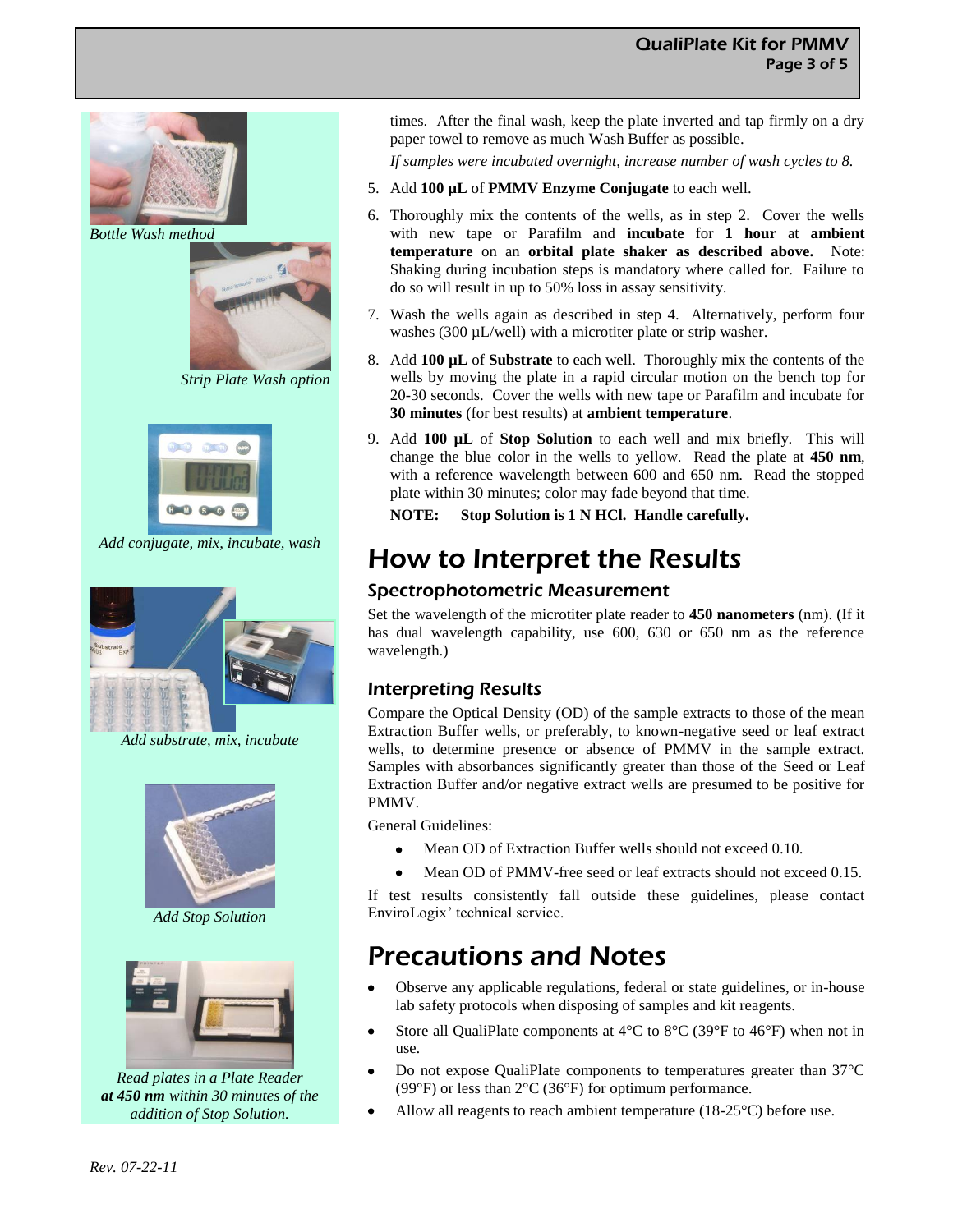*Bottle Wash method*

*Strip Plate Wash option*

*Add conjugate, mix, incubate, wash*

*Add substrate, mix, incubate*

*Add Stop Solution*

*Read plates in a Plate Reader* ***at 450 nm*** *within 30 minutes of the addition of Stop Solution.*

times. After the final wash, keep the plate inverted and tap firmly on a dry paper towel to remove as much Wash Buffer as possible.

*If samples were incubated overnight, increase number of wash cycles to 8.*

5. Add **100 µL** of **PMMV Enzyme Conjugate** to each well.
6. Thoroughly mix the contents of the wells, as in step 2. Cover the wells with new tape or Parafilm and **incubate** for **1 hour** at **ambient temperature** on an **orbital plate shaker as described above.** Note: Shaking during incubation steps is mandatory where called for. Failure to do so will result in up to 50% loss in assay sensitivity.
7. Wash the wells again as described in step 4. Alternatively, perform four washes (300 µL/well) with a microtiter plate or strip washer.
8. Add **100 µL** of **Substrate** to each well. Thoroughly mix the contents of the wells by moving the plate in a rapid circular motion on the bench top for 20-30 seconds. Cover the wells with new tape or Parafilm and incubate for **30 minutes** (for best results) at **ambient temperature**.
9. Add **100 µL** of **Stop Solution** to each well and mix briefly. This will change the blue color in the wells to yellow. Read the plate at **450 nm**, with a reference wavelength between 600 and 650 nm. Read the stopped plate within 30 minutes; color may fade beyond that time.

   **NOTE: Stop Solution is 1 N HCl. Handle carefully.**

# How to Interpret the Results

## Spectrophotometric Measurement

Set the wavelength of the microtiter plate reader to **450 nanometers** (nm). (If it has dual wavelength capability, use 600, 630 or 650 nm as the reference wavelength.)

## Interpreting Results

Compare the Optical Density (OD) of the sample extracts to those of the mean Extraction Buffer wells, or preferably, to known-negative seed or leaf extract wells, to determine presence or absence of PMMV in the sample extract. Samples with absorbances significantly greater than those of the Seed or Leaf Extraction Buffer and/or negative extract wells are presumed to be positive for PMMV.

General Guidelines:

- Mean OD of Extraction Buffer wells should not exceed 0.10.
- Mean OD of PMMV-free seed or leaf extracts should not exceed 0.15.

If test results consistently fall outside these guidelines, please contact EnviroLogix' technical service.

# Precautions and Notes

- Observe any applicable regulations, federal or state guidelines, or in-house lab safety protocols when disposing of samples and kit reagents.
- Store all QualiPlate components at 4°C to 8°C (39°F to 46°F) when not in use.
- Do not expose QualiPlate components to temperatures greater than 37°C (99°F) or less than 2°C (36°F) for optimum performance.
- Allow all reagents to reach ambient temperature (18-25°C) before use.

*Rev. 07-22-11*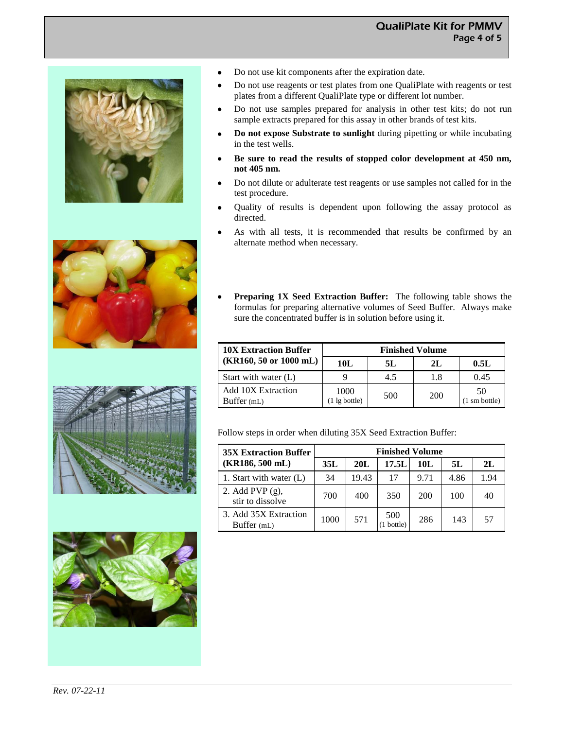- Do not use kit components after the expiration date.
- Do not use reagents or test plates from one QualiPlate with reagents or test plates from a different QualiPlate type or different lot number.
- Do not use samples prepared for analysis in other test kits; do not run sample extracts prepared for this assay in other brands of test kits.
- **Do not expose Substrate to sunlight** during pipetting or while incubating in the test wells.
- **Be sure to read the results of stopped color development at 450 nm, not 405 nm.**
- Do not dilute or adulterate test reagents or use samples not called for in the test procedure.
- Quality of results is dependent upon following the assay protocol as directed.
- As with all tests, it is recommended that results be confirmed by an alternate method when necessary.

- **Preparing 1X Seed Extraction Buffer:** The following table shows the formulas for preparing alternative volumes of Seed Buffer. Always make sure the concentrated buffer is in solution before using it.

| 10X Extraction Buffer (KR160, 50 or 1000 mL) | Finished Volume | | | |
|---|---|---|---|---|
| | 10L | 5L | 2L | 0.5L |
| Start with water (L) | 9 | 4.5 | 1.8 | 0.45 |
| Add 10X Extraction Buffer (mL) | 1000 (1 lg bottle) | 500 | 200 | 50 (1 sm bottle) |

Follow steps in order when diluting 35X Seed Extraction Buffer:

| 35X Extraction Buffer (KR186, 500 mL) | Finished Volume | | | | | |
|---|---|---|---|---|---|---|
| | 35L | 20L | 17.5L | 10L | 5L | 2L |
| 1. Start with water (L) | 34 | 19.43 | 17 | 9.71 | 4.86 | 1.94 |
| 2. Add PVP (g), stir to dissolve | 700 | 400 | 350 | 200 | 100 | 40 |
| 3. Add 35X Extraction Buffer (mL) | 1000 | 571 | 500 (1 bottle) | 286 | 143 | 57 |

*Rev. 07-22-11*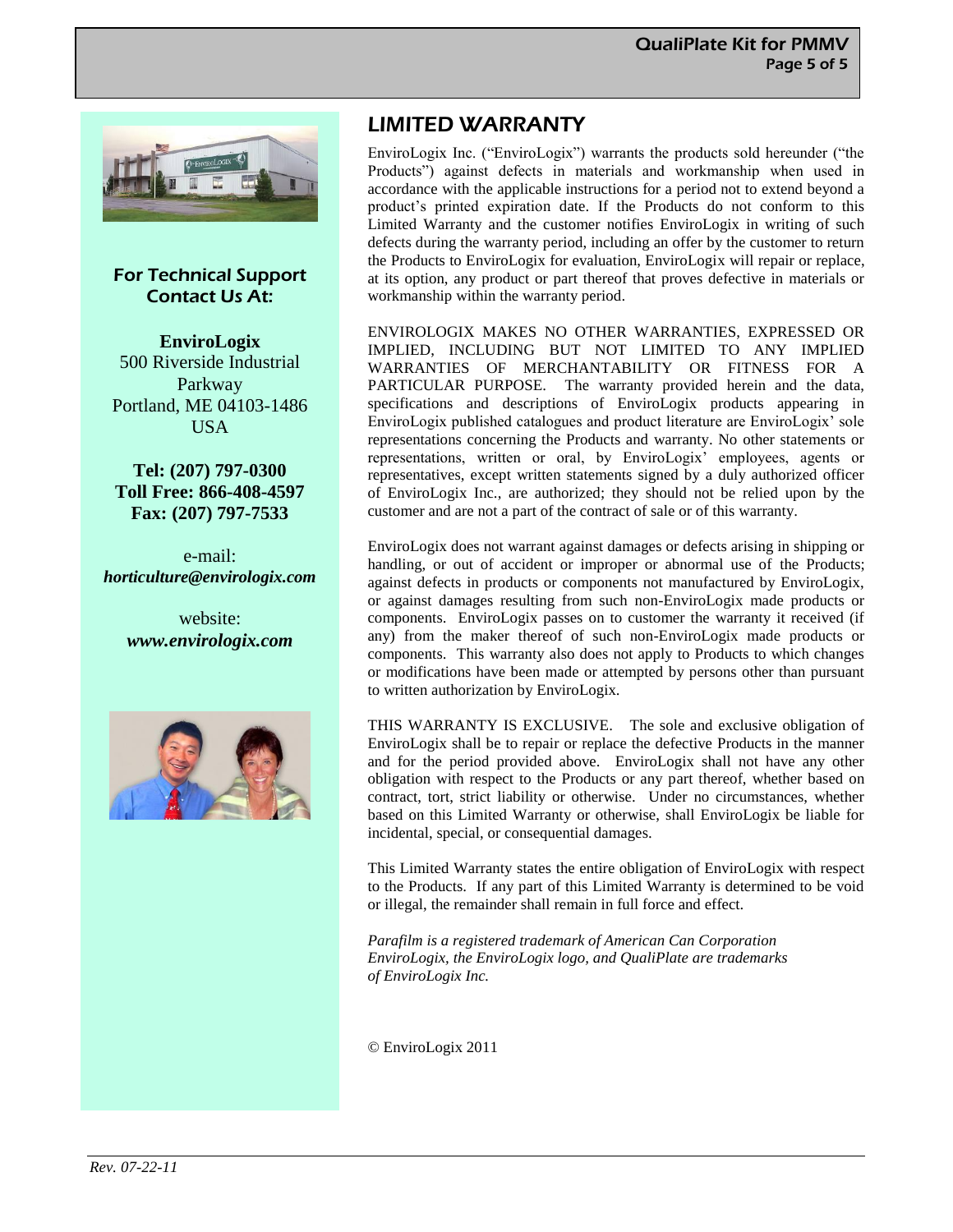**For Technical Support Contact Us At:**

**EnviroLogix**
500 Riverside Industrial Parkway
Portland, ME 04103-1486
USA

**Tel: (207) 797-0300**
**Toll Free: 866-408-4597**
**Fax: (207) 797-7533**

e-mail:
***horticulture@envirologix.com***

website:
***www.envirologix.com***

## LIMITED WARRANTY

EnviroLogix Inc. ("EnviroLogix") warrants the products sold hereunder ("the Products") against defects in materials and workmanship when used in accordance with the applicable instructions for a period not to extend beyond a product's printed expiration date. If the Products do not conform to this Limited Warranty and the customer notifies EnviroLogix in writing of such defects during the warranty period, including an offer by the customer to return the Products to EnviroLogix for evaluation, EnviroLogix will repair or replace, at its option, any product or part thereof that proves defective in materials or workmanship within the warranty period.

ENVIROLOGIX MAKES NO OTHER WARRANTIES, EXPRESSED OR IMPLIED, INCLUDING BUT NOT LIMITED TO ANY IMPLIED WARRANTIES OF MERCHANTABILITY OR FITNESS FOR A PARTICULAR PURPOSE. The warranty provided herein and the data, specifications and descriptions of EnviroLogix products appearing in EnviroLogix published catalogues and product literature are EnviroLogix' sole representations concerning the Products and warranty. No other statements or representations, written or oral, by EnviroLogix' employees, agents or representatives, except written statements signed by a duly authorized officer of EnviroLogix Inc., are authorized; they should not be relied upon by the customer and are not a part of the contract of sale or of this warranty.

EnviroLogix does not warrant against damages or defects arising in shipping or handling, or out of accident or improper or abnormal use of the Products; against defects in products or components not manufactured by EnviroLogix, or against damages resulting from such non-EnviroLogix made products or components. EnviroLogix passes on to customer the warranty it received (if any) from the maker thereof of such non-EnviroLogix made products or components. This warranty also does not apply to Products to which changes or modifications have been made or attempted by persons other than pursuant to written authorization by EnviroLogix.

THIS WARRANTY IS EXCLUSIVE. The sole and exclusive obligation of EnviroLogix shall be to repair or replace the defective Products in the manner and for the period provided above. EnviroLogix shall not have any other obligation with respect to the Products or any part thereof, whether based on contract, tort, strict liability or otherwise. Under no circumstances, whether based on this Limited Warranty or otherwise, shall EnviroLogix be liable for incidental, special, or consequential damages.

This Limited Warranty states the entire obligation of EnviroLogix with respect to the Products. If any part of this Limited Warranty is determined to be void or illegal, the remainder shall remain in full force and effect.

*Parafilm is a registered trademark of American Can Corporation*
*EnviroLogix, the EnviroLogix logo, and QualiPlate are trademarks of EnviroLogix Inc.*

© EnviroLogix 2011

*Rev. 07-22-11*